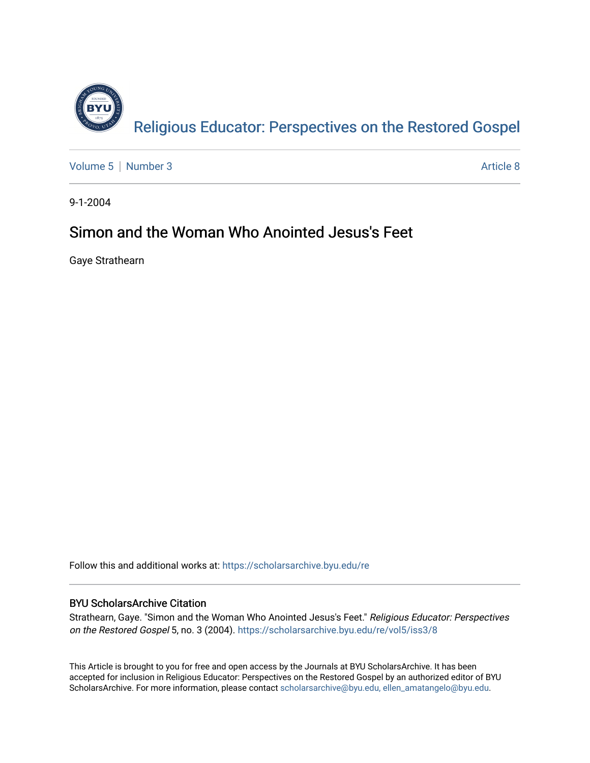Religious Educator: Perspectives on the Restored Gospel

Volume 5 | Number 3 | Article 8

9-1-2004

# Simon and the Woman Who Anointed Jesus's Feet

Gaye Strathearn

Follow this and additional works at: https://scholarsarchive.byu.edu/re

## BYU ScholarsArchive Citation

Strathearn, Gaye. "Simon and the Woman Who Anointed Jesus's Feet." *Religious Educator: Perspectives on the Restored Gospel* 5, no. 3 (2004). https://scholarsarchive.byu.edu/re/vol5/iss3/8

This Article is brought to you for free and open access by the Journals at BYU ScholarsArchive. It has been accepted for inclusion in Religious Educator: Perspectives on the Restored Gospel by an authorized editor of BYU ScholarsArchive. For more information, please contact scholarsarchive@byu.edu, ellen_amatangelo@byu.edu.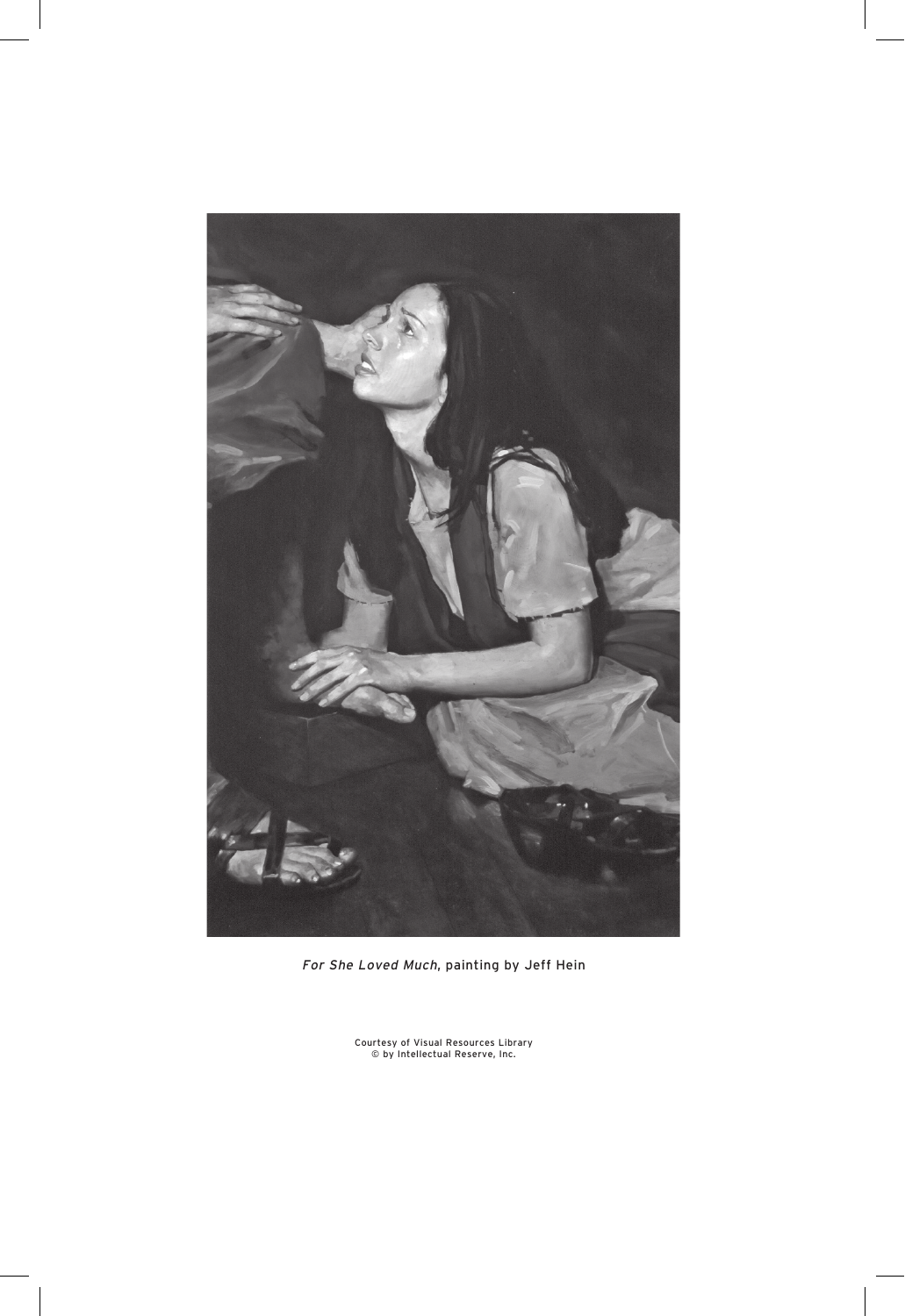*For She Loved Much*, painting by Jeff Hein

Courtesy of Visual Resources Library
© by Intellectual Reserve, Inc.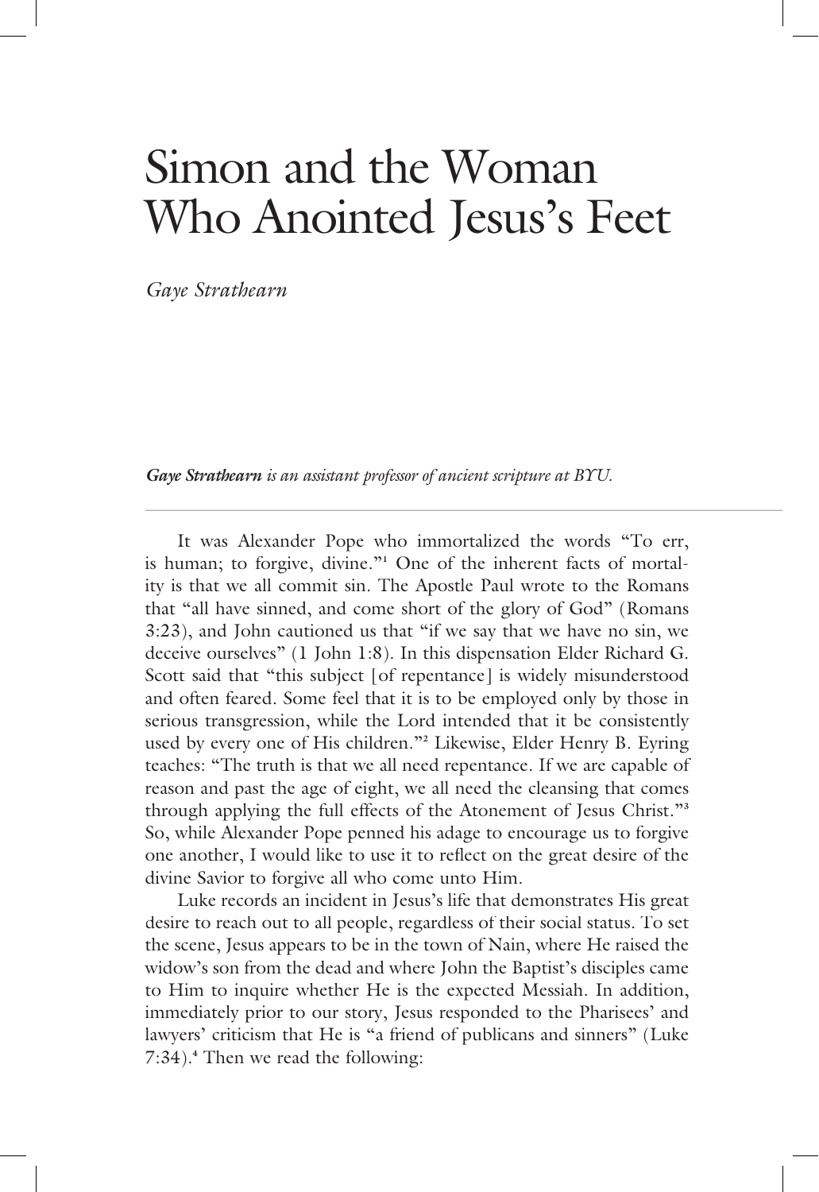# Simon and the Woman Who Anointed Jesus's Feet

*Gaye Strathearn*

***Gaye Strathearn** is an assistant professor of ancient scripture at BYU.*

---

It was Alexander Pope who immortalized the words "To err, is human; to forgive, divine."[1] One of the inherent facts of mortality is that we all commit sin. The Apostle Paul wrote to the Romans that "all have sinned, and come short of the glory of God" (Romans 3:23), and John cautioned us that "if we say that we have no sin, we deceive ourselves" (1 John 1:8). In this dispensation Elder Richard G. Scott said that "this subject [of repentance] is widely misunderstood and often feared. Some feel that it is to be employed only by those in serious transgression, while the Lord intended that it be consistently used by every one of His children."[2] Likewise, Elder Henry B. Eyring teaches: "The truth is that we all need repentance. If we are capable of reason and past the age of eight, we all need the cleansing that comes through applying the full effects of the Atonement of Jesus Christ."[3] So, while Alexander Pope penned his adage to encourage us to forgive one another, I would like to use it to reflect on the great desire of the divine Savior to forgive all who come unto Him.

Luke records an incident in Jesus's life that demonstrates His great desire to reach out to all people, regardless of their social status. To set the scene, Jesus appears to be in the town of Nain, where He raised the widow's son from the dead and where John the Baptist's disciples came to Him to inquire whether He is the expected Messiah. In addition, immediately prior to our story, Jesus responded to the Pharisees' and lawyers' criticism that He is "a friend of publicans and sinners" (Luke 7:34).[4] Then we read the following: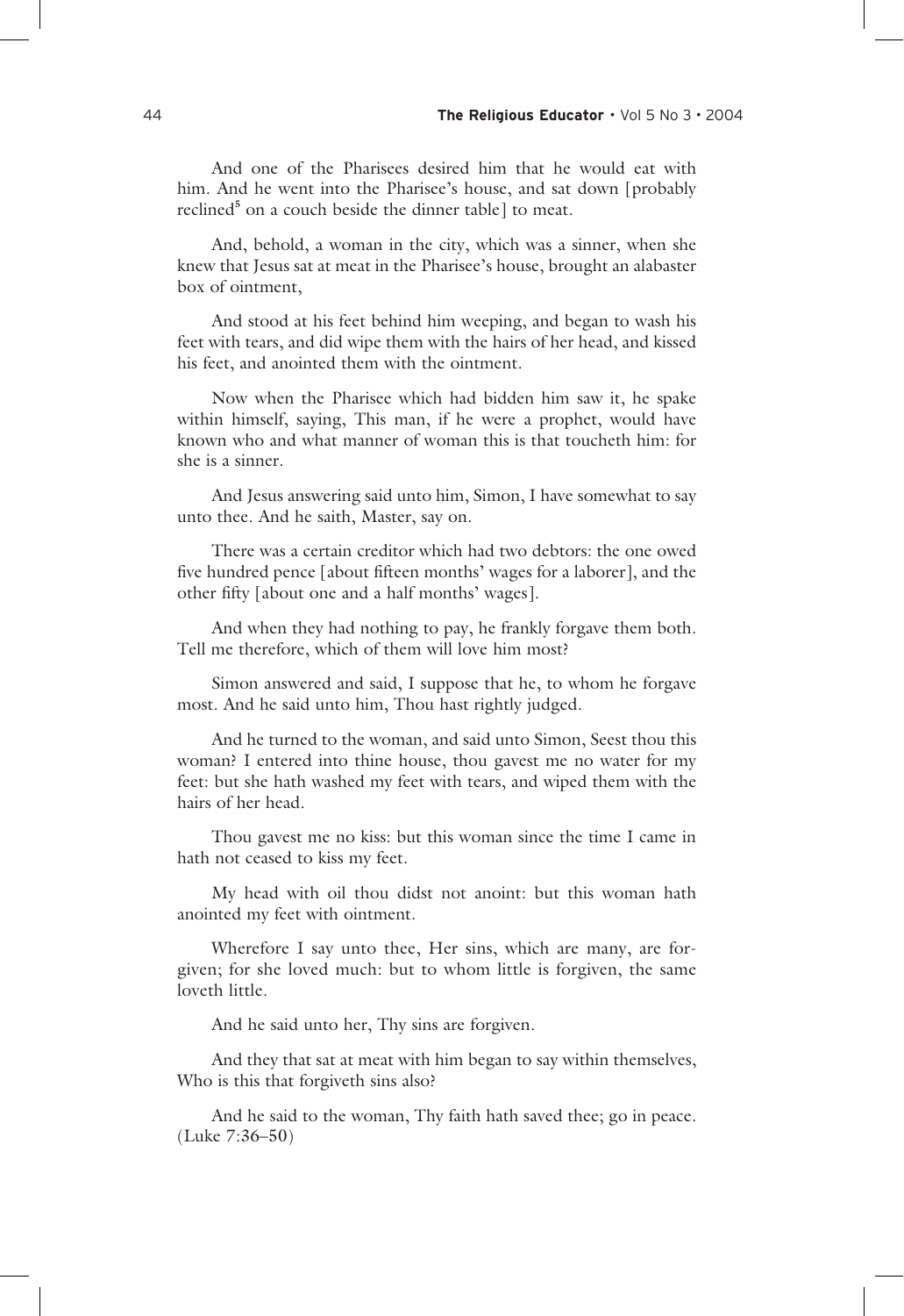And one of the Pharisees desired him that he would eat with him. And he went into the Pharisee's house, and sat down [probably reclined[5] on a couch beside the dinner table] to meat.

And, behold, a woman in the city, which was a sinner, when she knew that Jesus sat at meat in the Pharisee's house, brought an alabaster box of ointment,

And stood at his feet behind him weeping, and began to wash his feet with tears, and did wipe them with the hairs of her head, and kissed his feet, and anointed them with the ointment.

Now when the Pharisee which had bidden him saw it, he spake within himself, saying, This man, if he were a prophet, would have known who and what manner of woman this is that toucheth him: for she is a sinner.

And Jesus answering said unto him, Simon, I have somewhat to say unto thee. And he saith, Master, say on.

There was a certain creditor which had two debtors: the one owed five hundred pence [about fifteen months' wages for a laborer], and the other fifty [about one and a half months' wages].

And when they had nothing to pay, he frankly forgave them both. Tell me therefore, which of them will love him most?

Simon answered and said, I suppose that he, to whom he forgave most. And he said unto him, Thou hast rightly judged.

And he turned to the woman, and said unto Simon, Seest thou this woman? I entered into thine house, thou gavest me no water for my feet: but she hath washed my feet with tears, and wiped them with the hairs of her head.

Thou gavest me no kiss: but this woman since the time I came in hath not ceased to kiss my feet.

My head with oil thou didst not anoint: but this woman hath anointed my feet with ointment.

Wherefore I say unto thee, Her sins, which are many, are forgiven; for she loved much: but to whom little is forgiven, the same loveth little.

And he said unto her, Thy sins are forgiven.

And they that sat at meat with him began to say within themselves, Who is this that forgiveth sins also?

And he said to the woman, Thy faith hath saved thee; go in peace. (Luke 7:36–50)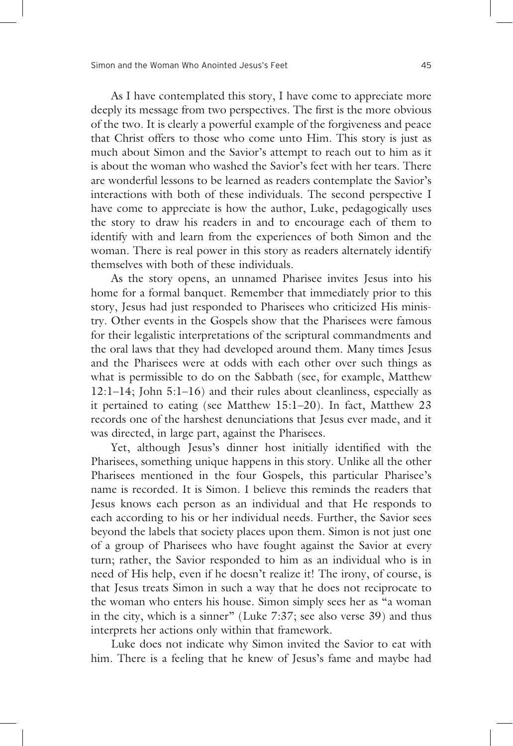As I have contemplated this story, I have come to appreciate more deeply its message from two perspectives. The first is the more obvious of the two. It is clearly a powerful example of the forgiveness and peace that Christ offers to those who come unto Him. This story is just as much about Simon and the Savior's attempt to reach out to him as it is about the woman who washed the Savior's feet with her tears. There are wonderful lessons to be learned as readers contemplate the Savior's interactions with both of these individuals. The second perspective I have come to appreciate is how the author, Luke, pedagogically uses the story to draw his readers in and to encourage each of them to identify with and learn from the experiences of both Simon and the woman. There is real power in this story as readers alternately identify themselves with both of these individuals.

As the story opens, an unnamed Pharisee invites Jesus into his home for a formal banquet. Remember that immediately prior to this story, Jesus had just responded to Pharisees who criticized His ministry. Other events in the Gospels show that the Pharisees were famous for their legalistic interpretations of the scriptural commandments and the oral laws that they had developed around them. Many times Jesus and the Pharisees were at odds with each other over such things as what is permissible to do on the Sabbath (see, for example, Matthew 12:1–14; John 5:1–16) and their rules about cleanliness, especially as it pertained to eating (see Matthew 15:1–20). In fact, Matthew 23 records one of the harshest denunciations that Jesus ever made, and it was directed, in large part, against the Pharisees.

Yet, although Jesus's dinner host initially identified with the Pharisees, something unique happens in this story. Unlike all the other Pharisees mentioned in the four Gospels, this particular Pharisee's name is recorded. It is Simon. I believe this reminds the readers that Jesus knows each person as an individual and that He responds to each according to his or her individual needs. Further, the Savior sees beyond the labels that society places upon them. Simon is not just one of a group of Pharisees who have fought against the Savior at every turn; rather, the Savior responded to him as an individual who is in need of His help, even if he doesn't realize it! The irony, of course, is that Jesus treats Simon in such a way that he does not reciprocate to the woman who enters his house. Simon simply sees her as "a woman in the city, which is a sinner" (Luke 7:37; see also verse 39) and thus interprets her actions only within that framework.

Luke does not indicate why Simon invited the Savior to eat with him. There is a feeling that he knew of Jesus's fame and maybe had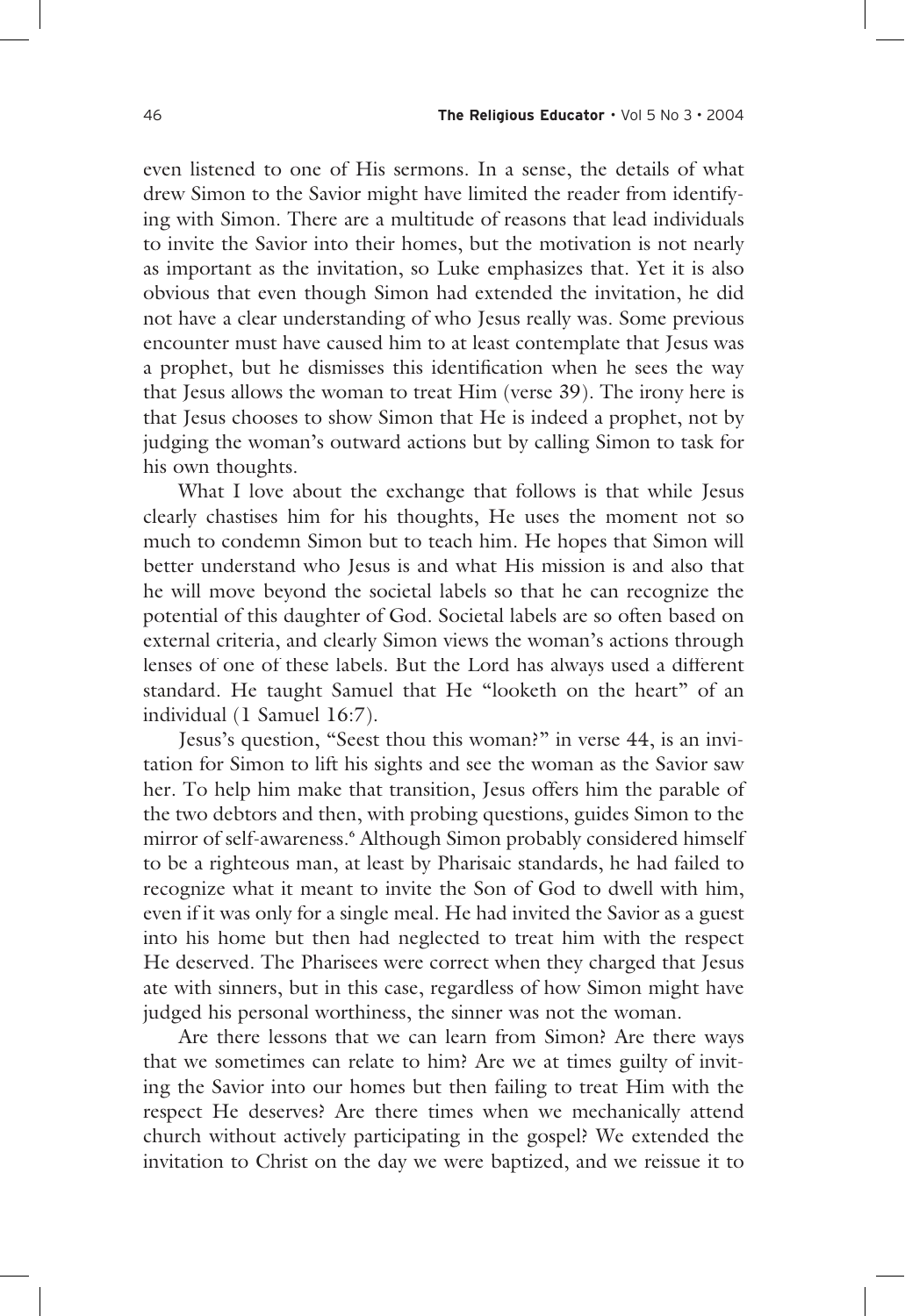even listened to one of His sermons. In a sense, the details of what drew Simon to the Savior might have limited the reader from identifying with Simon. There are a multitude of reasons that lead individuals to invite the Savior into their homes, but the motivation is not nearly as important as the invitation, so Luke emphasizes that. Yet it is also obvious that even though Simon had extended the invitation, he did not have a clear understanding of who Jesus really was. Some previous encounter must have caused him to at least contemplate that Jesus was a prophet, but he dismisses this identification when he sees the way that Jesus allows the woman to treat Him (verse 39). The irony here is that Jesus chooses to show Simon that He is indeed a prophet, not by judging the woman's outward actions but by calling Simon to task for his own thoughts.

What I love about the exchange that follows is that while Jesus clearly chastises him for his thoughts, He uses the moment not so much to condemn Simon but to teach him. He hopes that Simon will better understand who Jesus is and what His mission is and also that he will move beyond the societal labels so that he can recognize the potential of this daughter of God. Societal labels are so often based on external criteria, and clearly Simon views the woman's actions through lenses of one of these labels. But the Lord has always used a different standard. He taught Samuel that He "looketh on the heart" of an individual (1 Samuel 16:7).

Jesus's question, "Seest thou this woman?" in verse 44, is an invitation for Simon to lift his sights and see the woman as the Savior saw her. To help him make that transition, Jesus offers him the parable of the two debtors and then, with probing questions, guides Simon to the mirror of self-awareness.[6] Although Simon probably considered himself to be a righteous man, at least by Pharisaic standards, he had failed to recognize what it meant to invite the Son of God to dwell with him, even if it was only for a single meal. He had invited the Savior as a guest into his home but then had neglected to treat him with the respect He deserved. The Pharisees were correct when they charged that Jesus ate with sinners, but in this case, regardless of how Simon might have judged his personal worthiness, the sinner was not the woman.

Are there lessons that we can learn from Simon? Are there ways that we sometimes can relate to him? Are we at times guilty of inviting the Savior into our homes but then failing to treat Him with the respect He deserves? Are there times when we mechanically attend church without actively participating in the gospel? We extended the invitation to Christ on the day we were baptized, and we reissue it to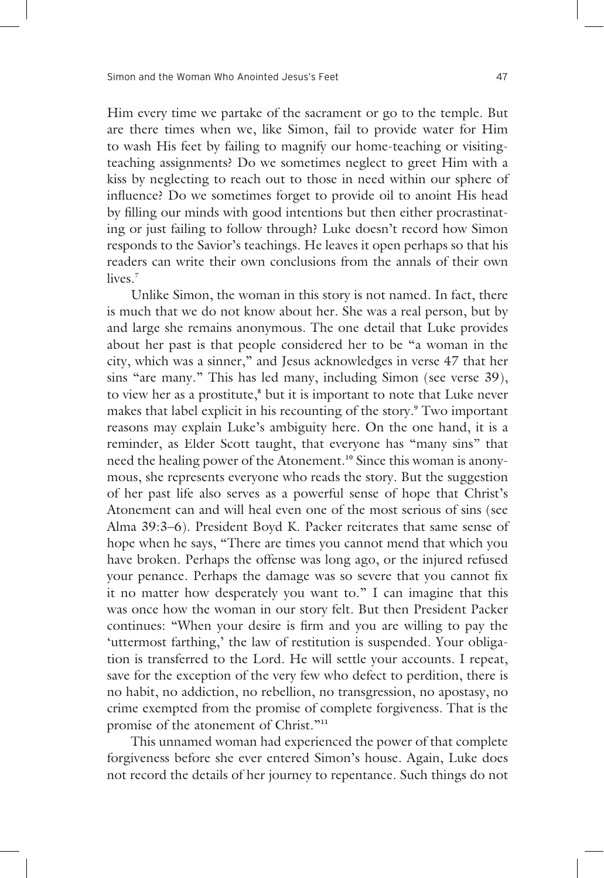Him every time we partake of the sacrament or go to the temple. But are there times when we, like Simon, fail to provide water for Him to wash His feet by failing to magnify our home-teaching or visiting-teaching assignments? Do we sometimes neglect to greet Him with a kiss by neglecting to reach out to those in need within our sphere of influence? Do we sometimes forget to provide oil to anoint His head by filling our minds with good intentions but then either procrastinating or just failing to follow through? Luke doesn't record how Simon responds to the Savior's teachings. He leaves it open perhaps so that his readers can write their own conclusions from the annals of their own lives.[7]

Unlike Simon, the woman in this story is not named. In fact, there is much that we do not know about her. She was a real person, but by and large she remains anonymous. The one detail that Luke provides about her past is that people considered her to be "a woman in the city, which was a sinner," and Jesus acknowledges in verse 47 that her sins "are many." This has led many, including Simon (see verse 39), to view her as a prostitute,[8] but it is important to note that Luke never makes that label explicit in his recounting of the story.[9] Two important reasons may explain Luke's ambiguity here. On the one hand, it is a reminder, as Elder Scott taught, that everyone has "many sins" that need the healing power of the Atonement.[10] Since this woman is anonymous, she represents everyone who reads the story. But the suggestion of her past life also serves as a powerful sense of hope that Christ's Atonement can and will heal even one of the most serious of sins (see Alma 39:3–6). President Boyd K. Packer reiterates that same sense of hope when he says, "There are times you cannot mend that which you have broken. Perhaps the offense was long ago, or the injured refused your penance. Perhaps the damage was so severe that you cannot fix it no matter how desperately you want to." I can imagine that this was once how the woman in our story felt. But then President Packer continues: "When your desire is firm and you are willing to pay the 'uttermost farthing,' the law of restitution is suspended. Your obligation is transferred to the Lord. He will settle your accounts. I repeat, save for the exception of the very few who defect to perdition, there is no habit, no addiction, no rebellion, no transgression, no apostasy, no crime exempted from the promise of complete forgiveness. That is the promise of the atonement of Christ."[11]

This unnamed woman had experienced the power of that complete forgiveness before she ever entered Simon's house. Again, Luke does not record the details of her journey to repentance. Such things do not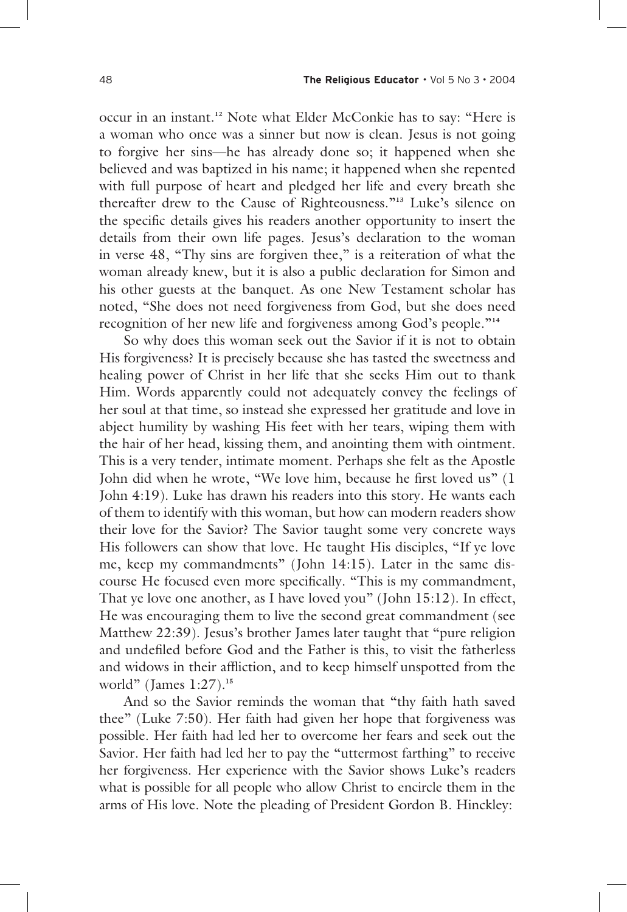occur in an instant.[12] Note what Elder McConkie has to say: "Here is a woman who once was a sinner but now is clean. Jesus is not going to forgive her sins—he has already done so; it happened when she believed and was baptized in his name; it happened when she repented with full purpose of heart and pledged her life and every breath she thereafter drew to the Cause of Righteousness."[13] Luke's silence on the specific details gives his readers another opportunity to insert the details from their own life pages. Jesus's declaration to the woman in verse 48, "Thy sins are forgiven thee," is a reiteration of what the woman already knew, but it is also a public declaration for Simon and his other guests at the banquet. As one New Testament scholar has noted, "She does not need forgiveness from God, but she does need recognition of her new life and forgiveness among God's people."[14]

So why does this woman seek out the Savior if it is not to obtain His forgiveness? It is precisely because she has tasted the sweetness and healing power of Christ in her life that she seeks Him out to thank Him. Words apparently could not adequately convey the feelings of her soul at that time, so instead she expressed her gratitude and love in abject humility by washing His feet with her tears, wiping them with the hair of her head, kissing them, and anointing them with ointment. This is a very tender, intimate moment. Perhaps she felt as the Apostle John did when he wrote, "We love him, because he first loved us" (1 John 4:19). Luke has drawn his readers into this story. He wants each of them to identify with this woman, but how can modern readers show their love for the Savior? The Savior taught some very concrete ways His followers can show that love. He taught His disciples, "If ye love me, keep my commandments" (John 14:15). Later in the same discourse He focused even more specifically. "This is my commandment, That ye love one another, as I have loved you" (John 15:12). In effect, He was encouraging them to live the second great commandment (see Matthew 22:39). Jesus's brother James later taught that "pure religion and undefiled before God and the Father is this, to visit the fatherless and widows in their affliction, and to keep himself unspotted from the world" (James 1:27).[15]

And so the Savior reminds the woman that "thy faith hath saved thee" (Luke 7:50). Her faith had given her hope that forgiveness was possible. Her faith had led her to overcome her fears and seek out the Savior. Her faith had led her to pay the "uttermost farthing" to receive her forgiveness. Her experience with the Savior shows Luke's readers what is possible for all people who allow Christ to encircle them in the arms of His love. Note the pleading of President Gordon B. Hinckley: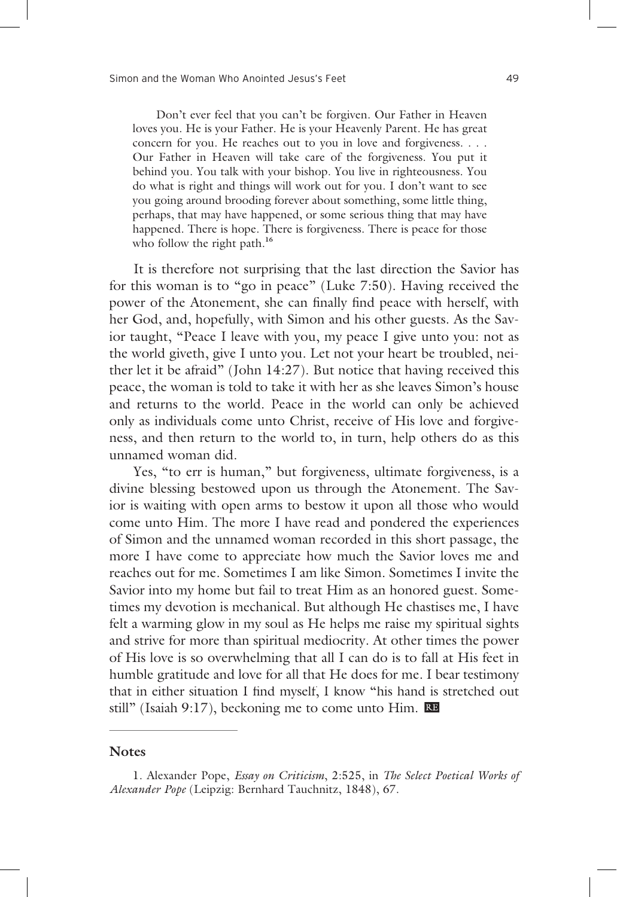> Don't ever feel that you can't be forgiven. Our Father in Heaven loves you. He is your Father. He is your Heavenly Parent. He has great concern for you. He reaches out to you in love and forgiveness. . . . Our Father in Heaven will take care of the forgiveness. You put it behind you. You talk with your bishop. You live in righteousness. You do what is right and things will work out for you. I don't want to see you going around brooding forever about something, some little thing, perhaps, that may have happened, or some serious thing that may have happened. There is hope. There is forgiveness. There is peace for those who follow the right path.[16]

It is therefore not surprising that the last direction the Savior has for this woman is to "go in peace" (Luke 7:50). Having received the power of the Atonement, she can finally find peace with herself, with her God, and, hopefully, with Simon and his other guests. As the Savior taught, "Peace I leave with you, my peace I give unto you: not as the world giveth, give I unto you. Let not your heart be troubled, neither let it be afraid" (John 14:27). But notice that having received this peace, the woman is told to take it with her as she leaves Simon's house and returns to the world. Peace in the world can only be achieved only as individuals come unto Christ, receive of His love and forgiveness, and then return to the world to, in turn, help others do as this unnamed woman did.

Yes, "to err is human," but forgiveness, ultimate forgiveness, is a divine blessing bestowed upon us through the Atonement. The Savior is waiting with open arms to bestow it upon all those who would come unto Him. The more I have read and pondered the experiences of Simon and the unnamed woman recorded in this short passage, the more I have come to appreciate how much the Savior loves me and reaches out for me. Sometimes I am like Simon. Sometimes I invite the Savior into my home but fail to treat Him as an honored guest. Sometimes my devotion is mechanical. But although He chastises me, I have felt a warming glow in my soul as He helps me raise my spiritual sights and strive for more than spiritual mediocrity. At other times the power of His love is so overwhelming that all I can do is to fall at His feet in humble gratitude and love for all that He does for me. I bear testimony that in either situation I find myself, I know "his hand is stretched out still" (Isaiah 9:17), beckoning me to come unto Him. RE

## Notes

1. Alexander Pope, *Essay on Criticism*, 2:525, in *The Select Poetical Works of Alexander Pope* (Leipzig: Bernhard Tauchnitz, 1848), 67.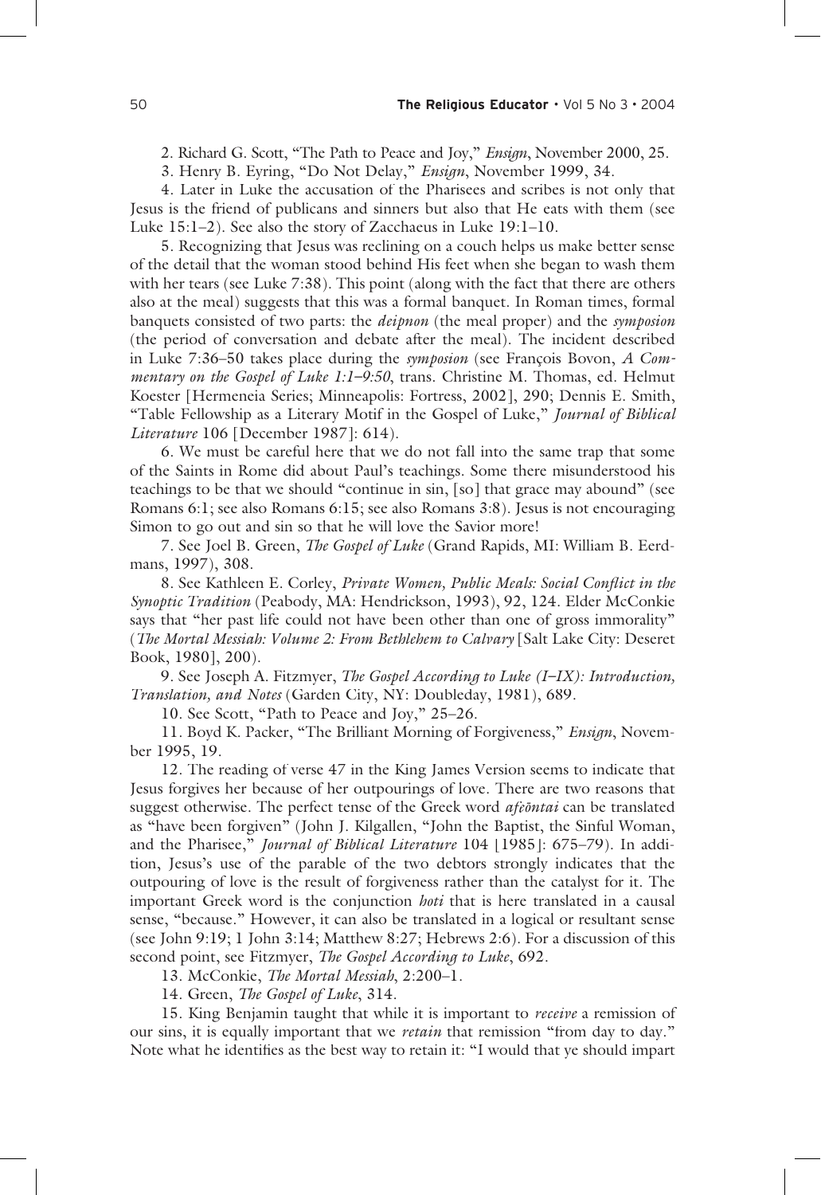2. Richard G. Scott, "The Path to Peace and Joy," *Ensign*, November 2000, 25.

3. Henry B. Eyring, "Do Not Delay," *Ensign*, November 1999, 34.

4. Later in Luke the accusation of the Pharisees and scribes is not only that Jesus is the friend of publicans and sinners but also that He eats with them (see Luke 15:1–2). See also the story of Zacchaeus in Luke 19:1–10.

5. Recognizing that Jesus was reclining on a couch helps us make better sense of the detail that the woman stood behind His feet when she began to wash them with her tears (see Luke 7:38). This point (along with the fact that there are others also at the meal) suggests that this was a formal banquet. In Roman times, formal banquets consisted of two parts: the *deipnon* (the meal proper) and the *symposion* (the period of conversation and debate after the meal). The incident described in Luke 7:36–50 takes place during the *symposion* (see François Bovon, *A Commentary on the Gospel of Luke 1:1–9:50*, trans. Christine M. Thomas, ed. Helmut Koester [Hermeneia Series; Minneapolis: Fortress, 2002], 290; Dennis E. Smith, "Table Fellowship as a Literary Motif in the Gospel of Luke," *Journal of Biblical Literature* 106 [December 1987]: 614).

6. We must be careful here that we do not fall into the same trap that some of the Saints in Rome did about Paul's teachings. Some there misunderstood his teachings to be that we should "continue in sin, [so] that grace may abound" (see Romans 6:1; see also Romans 6:15; see also Romans 3:8). Jesus is not encouraging Simon to go out and sin so that he will love the Savior more!

7. See Joel B. Green, *The Gospel of Luke* (Grand Rapids, MI: William B. Eerdmans, 1997), 308.

8. See Kathleen E. Corley, *Private Women, Public Meals: Social Conflict in the Synoptic Tradition* (Peabody, MA: Hendrickson, 1993), 92, 124. Elder McConkie says that "her past life could not have been other than one of gross immorality" (*The Mortal Messiah: Volume 2: From Bethlehem to Calvary* [Salt Lake City: Deseret Book, 1980], 200).

9. See Joseph A. Fitzmyer, *The Gospel According to Luke (I–IX): Introduction, Translation, and Notes* (Garden City, NY: Doubleday, 1981), 689.

10. See Scott, "Path to Peace and Joy," 25–26.

11. Boyd K. Packer, "The Brilliant Morning of Forgiveness," *Ensign*, November 1995, 19.

12. The reading of verse 47 in the King James Version seems to indicate that Jesus forgives her because of her outpourings of love. There are two reasons that suggest otherwise. The perfect tense of the Greek word *afeōntai* can be translated as "have been forgiven" (John J. Kilgallen, "John the Baptist, the Sinful Woman, and the Pharisee," *Journal of Biblical Literature* 104 [1985]: 675–79). In addition, Jesus's use of the parable of the two debtors strongly indicates that the outpouring of love is the result of forgiveness rather than the catalyst for it. The important Greek word is the conjunction *hoti* that is here translated in a causal sense, "because." However, it can also be translated in a logical or resultant sense (see John 9:19; 1 John 3:14; Matthew 8:27; Hebrews 2:6). For a discussion of this second point, see Fitzmyer, *The Gospel According to Luke*, 692.

13. McConkie, *The Mortal Messiah*, 2:200–1.

14. Green, *The Gospel of Luke*, 314.

15. King Benjamin taught that while it is important to *receive* a remission of our sins, it is equally important that we *retain* that remission "from day to day." Note what he identifies as the best way to retain it: "I would that ye should impart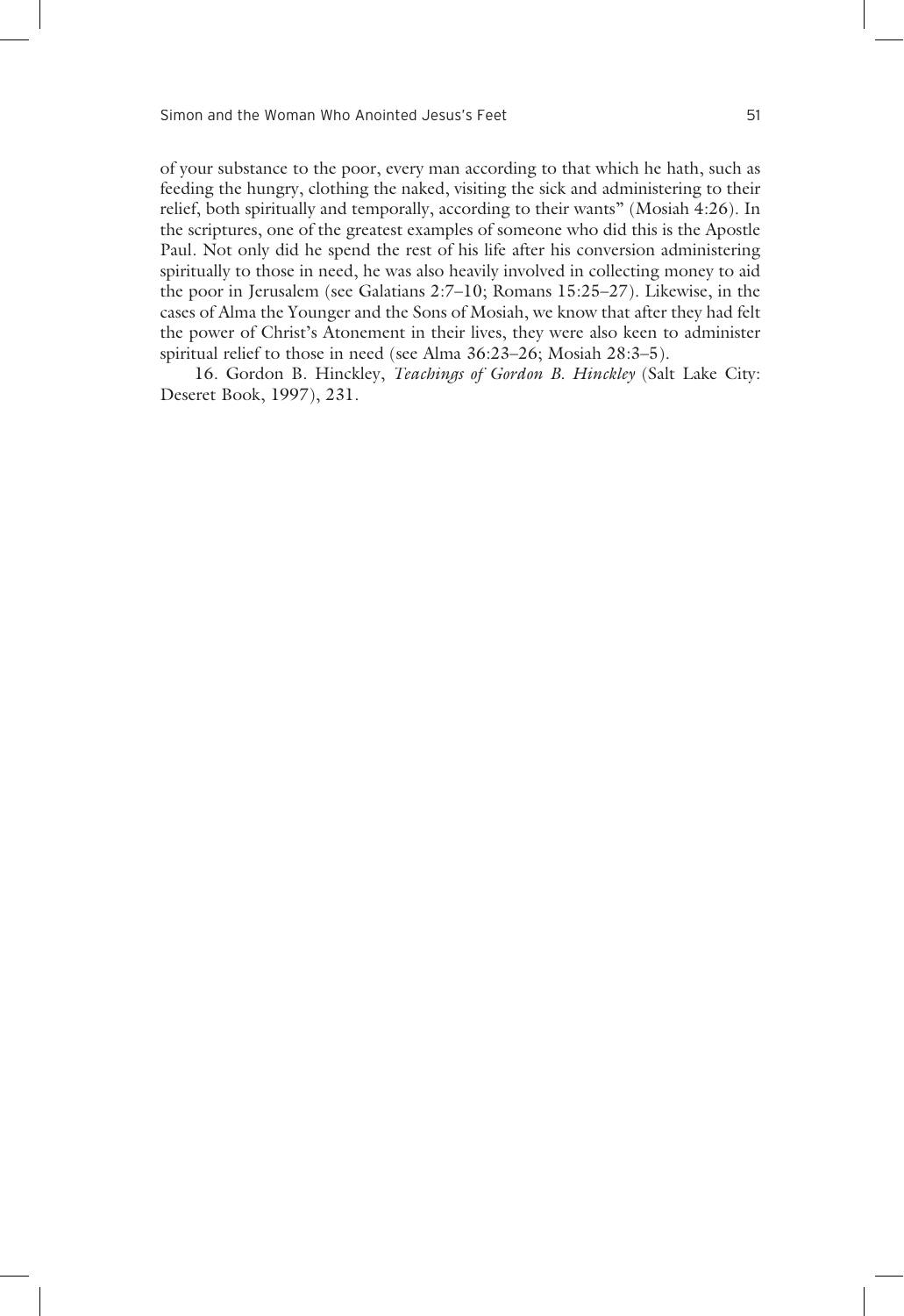of your substance to the poor, every man according to that which he hath, such as feeding the hungry, clothing the naked, visiting the sick and administering to their relief, both spiritually and temporally, according to their wants" (Mosiah 4:26). In the scriptures, one of the greatest examples of someone who did this is the Apostle Paul. Not only did he spend the rest of his life after his conversion administering spiritually to those in need, he was also heavily involved in collecting money to aid the poor in Jerusalem (see Galatians 2:7–10; Romans 15:25–27). Likewise, in the cases of Alma the Younger and the Sons of Mosiah, we know that after they had felt the power of Christ's Atonement in their lives, they were also keen to administer spiritual relief to those in need (see Alma 36:23–26; Mosiah 28:3–5).

16. Gordon B. Hinckley, *Teachings of Gordon B. Hinckley* (Salt Lake City: Deseret Book, 1997), 231.